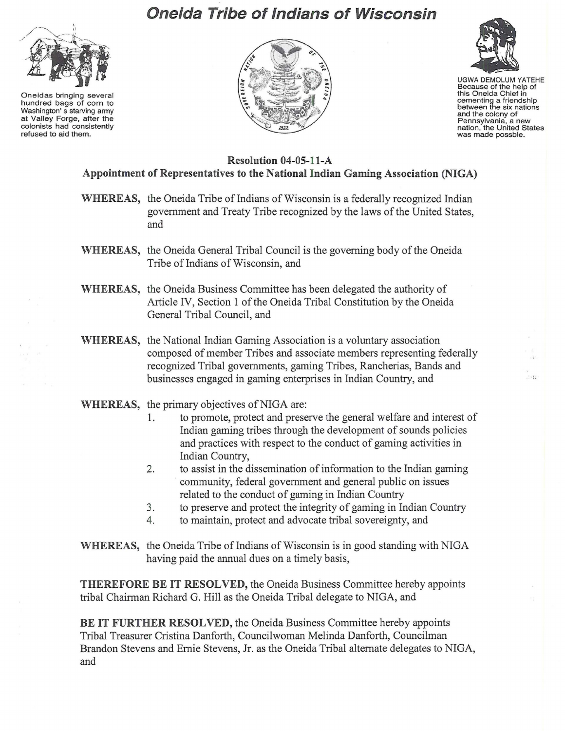# *Oneida Tribe of Indians of Wisconsin*

Oneidas bringing several hundred bags of corn to Washington's starving army at Valley Forge, after the colonists had consistently refused to aid them.

UGWA DEMOLUM YATEHE
Because of the help of this Oneida Chief in cementing a friendship between the six nations and the colony of Pennsylvania, a new nation, the United States was made possble.

## Resolution 04-05-11-A
## Appointment of Representatives to the National Indian Gaming Association (NIGA)

**WHEREAS,** the Oneida Tribe of Indians of Wisconsin is a federally recognized Indian government and Treaty Tribe recognized by the laws of the United States, and

**WHEREAS,** the Oneida General Tribal Council is the governing body of the Oneida Tribe of Indians of Wisconsin, and

**WHEREAS,** the Oneida Business Committee has been delegated the authority of Article IV, Section 1 of the Oneida Tribal Constitution by the Oneida General Tribal Council, and

**WHEREAS,** the National Indian Gaming Association is a voluntary association composed of member Tribes and associate members representing federally recognized Tribal governments, gaming Tribes, Rancherias, Bands and businesses engaged in gaming enterprises in Indian Country, and

**WHEREAS,** the primary objectives of NIGA are:

1. to promote, protect and preserve the general welfare and interest of Indian gaming tribes through the development of sounds policies and practices with respect to the conduct of gaming activities in Indian Country,
2. to assist in the dissemination of information to the Indian gaming community, federal government and general public on issues related to the conduct of gaming in Indian Country
3. to preserve and protect the integrity of gaming in Indian Country
4. to maintain, protect and advocate tribal sovereignty, and

**WHEREAS,** the Oneida Tribe of Indians of Wisconsin is in good standing with NIGA having paid the annual dues on a timely basis,

**THEREFORE BE IT RESOLVED,** the Oneida Business Committee hereby appoints tribal Chairman Richard G. Hill as the Oneida Tribal delegate to NIGA, and

**BE IT FURTHER RESOLVED,** the Oneida Business Committee hereby appoints Tribal Treasurer Cristina Danforth, Councilwoman Melinda Danforth, Councilman Brandon Stevens and Ernie Stevens, Jr. as the Oneida Tribal alternate delegates to NIGA, and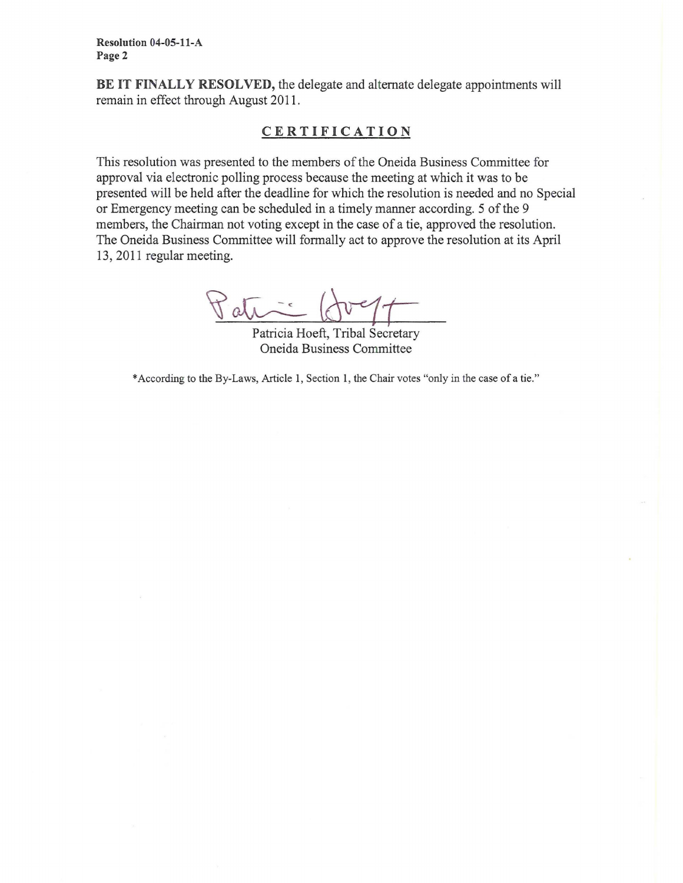**BE IT FINALLY RESOLVED,** the delegate and alternate delegate appointments will remain in effect through August 2011.

## CERTIFICATION

This resolution was presented to the members of the Oneida Business Committee for approval via electronic polling process because the meeting at which it was to be presented will be held after the deadline for which the resolution is needed and no Special or Emergency meeting can be scheduled in a timely manner according. 5 of the 9 members, the Chairman not voting except in the case of a tie, approved the resolution. The Oneida Business Committee will formally act to approve the resolution at its April 13, 2011 regular meeting.

Patricia Hoeft, Tribal Secretary
Oneida Business Committee

*According to the By-Laws, Article 1, Section 1, the Chair votes "only in the case of a tie."